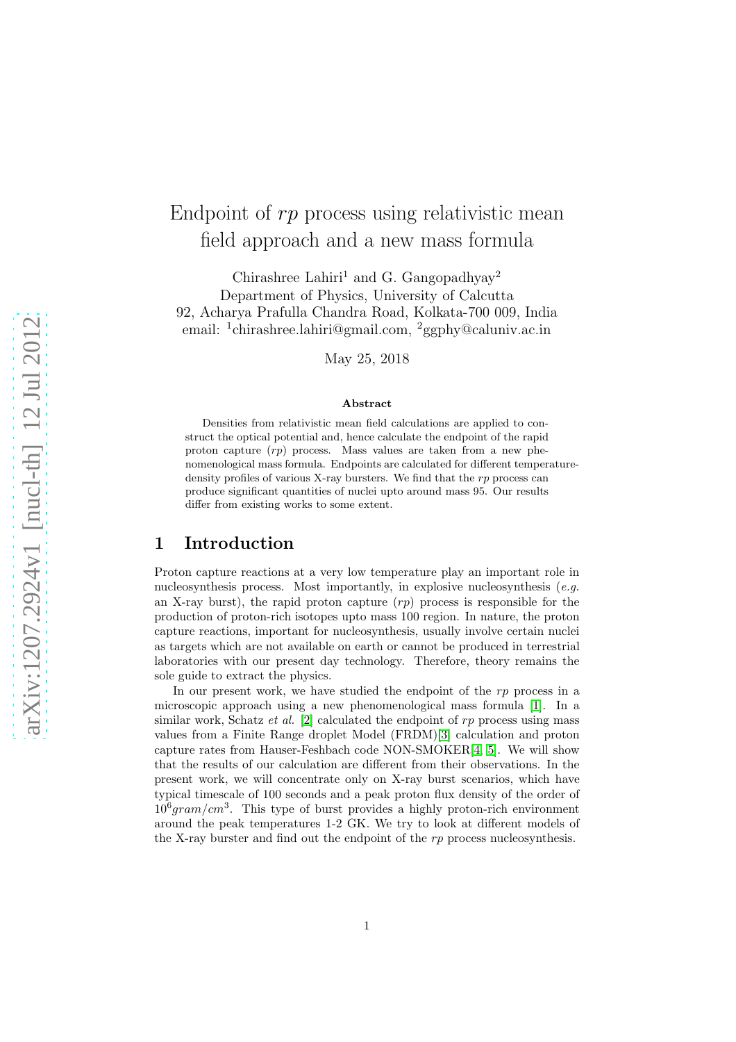# Endpoint of *rp* process using relativistic mean field approach and a new mass formula

Chirashree Lahiri[1] and G. Gangopadhyay[2]
Department of Physics, University of Calcutta
92, Acharya Prafulla Chandra Road, Kolkata-700 009, India
email: [1]chirashree.lahiri@gmail.com, [2]ggphy@caluniv.ac.in

May 25, 2018

### Abstract

Densities from relativistic mean field calculations are applied to construct the optical potential and, hence calculate the endpoint of the rapid proton capture (*rp*) process. Mass values are taken from a new phenomenological mass formula. Endpoints are calculated for different temperature-density profiles of various X-ray bursters. We find that the *rp* process can produce significant quantities of nuclei upto around mass 95. Our results differ from existing works to some extent.

## 1 Introduction

Proton capture reactions at a very low temperature play an important role in nucleosynthesis process. Most importantly, in explosive nucleosynthesis (*e.g.* an X-ray burst), the rapid proton capture (*rp*) process is responsible for the production of proton-rich isotopes upto mass 100 region. In nature, the proton capture reactions, important for nucleosynthesis, usually involve certain nuclei as targets which are not available on earth or cannot be produced in terrestrial laboratories with our present day technology. Therefore, theory remains the sole guide to extract the physics.

In our present work, we have studied the endpoint of the *rp* process in a microscopic approach using a new phenomenological mass formula [1]. In a similar work, Schatz *et al.* [2] calculated the endpoint of *rp* process using mass values from a Finite Range droplet Model (FRDM)[3] calculation and proton capture rates from Hauser-Feshbach code NON-SMOKER[4, 5]. We will show that the results of our calculation are different from their observations. In the present work, we will concentrate only on X-ray burst scenarios, which have typical timescale of 100 seconds and a peak proton flux density of the order of $10^6 gram/cm^3$. This type of burst provides a highly proton-rich environment around the peak temperatures 1-2 GK. We try to look at different models of the X-ray burster and find out the endpoint of the *rp* process nucleosynthesis.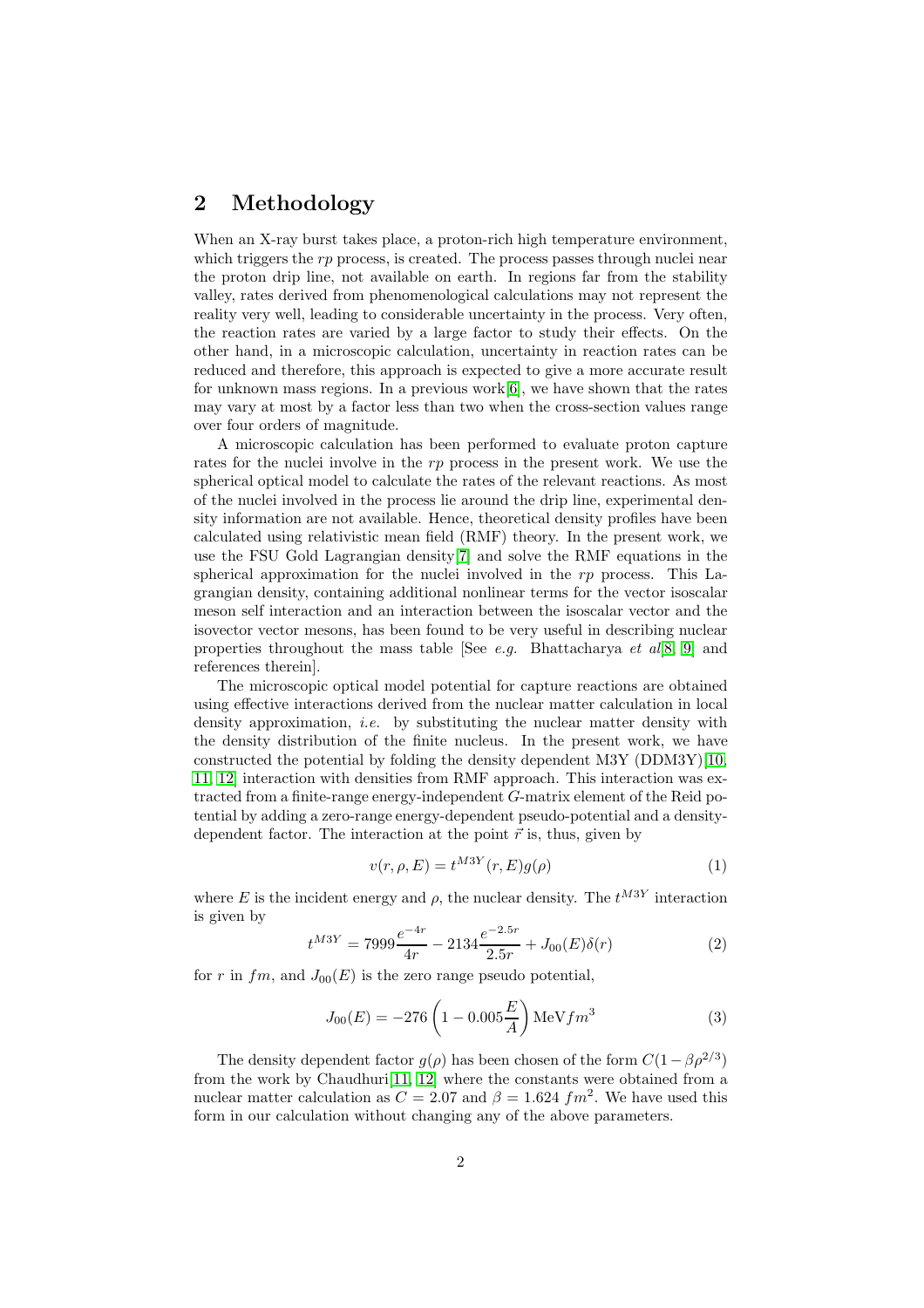## 2 Methodology

When an X-ray burst takes place, a proton-rich high temperature environment, which triggers the *rp* process, is created. The process passes through nuclei near the proton drip line, not available on earth. In regions far from the stability valley, rates derived from phenomenological calculations may not represent the reality very well, leading to considerable uncertainty in the process. Very often, the reaction rates are varied by a large factor to study their effects. On the other hand, in a microscopic calculation, uncertainty in reaction rates can be reduced and therefore, this approach is expected to give a more accurate result for unknown mass regions. In a previous work[6], we have shown that the rates may vary at most by a factor less than two when the cross-section values range over four orders of magnitude.

A microscopic calculation has been performed to evaluate proton capture rates for the nuclei involve in the *rp* process in the present work. We use the spherical optical model to calculate the rates of the relevant reactions. As most of the nuclei involved in the process lie around the drip line, experimental density information are not available. Hence, theoretical density profiles have been calculated using relativistic mean field (RMF) theory. In the present work, we use the FSU Gold Lagrangian density[7] and solve the RMF equations in the spherical approximation for the nuclei involved in the *rp* process. This Lagrangian density, containing additional nonlinear terms for the vector isoscalar meson self interaction and an interaction between the isoscalar vector and the isovector vector mesons, has been found to be very useful in describing nuclear properties throughout the mass table [See *e.g.* Bhattacharya *et al*[8, 9] and references therein].

The microscopic optical model potential for capture reactions are obtained using effective interactions derived from the nuclear matter calculation in local density approximation, *i.e.* by substituting the nuclear matter density with the density distribution of the finite nucleus. In the present work, we have constructed the potential by folding the density dependent M3Y (DDM3Y)[10, 11, 12] interaction with densities from RMF approach. This interaction was extracted from a finite-range energy-independent $G$-matrix element of the Reid potential by adding a zero-range energy-dependent pseudo-potential and a density-dependent factor. The interaction at the point $\vec{r}$ is, thus, given by

$$v(r, \rho, E) = t^{M3Y}(r, E) g(\rho) \tag{1}$$

where $E$ is the incident energy and $\rho$, the nuclear density. The $t^{M3Y}$ interaction is given by

$$t^{M3Y} = 7999 \frac{e^{-4r}}{4r} - 2134 \frac{e^{-2.5r}}{2.5r} + J_{00}(E)\delta(r) \tag{2}$$

for $r$ in $fm$, and $J_{00}(E)$ is the zero range pseudo potential,

$$J_{00}(E) = -276 \left(1 - 0.005 \frac{E}{A}\right) \text{MeV} fm^3 \tag{3}$$

The density dependent factor $g(\rho)$ has been chosen of the form $C(1 - \beta\rho^{2/3})$ from the work by Chaudhuri[11, 12] where the constants were obtained from a nuclear matter calculation as $C = 2.07$ and $\beta = 1.624\ fm^2$. We have used this form in our calculation without changing any of the above parameters.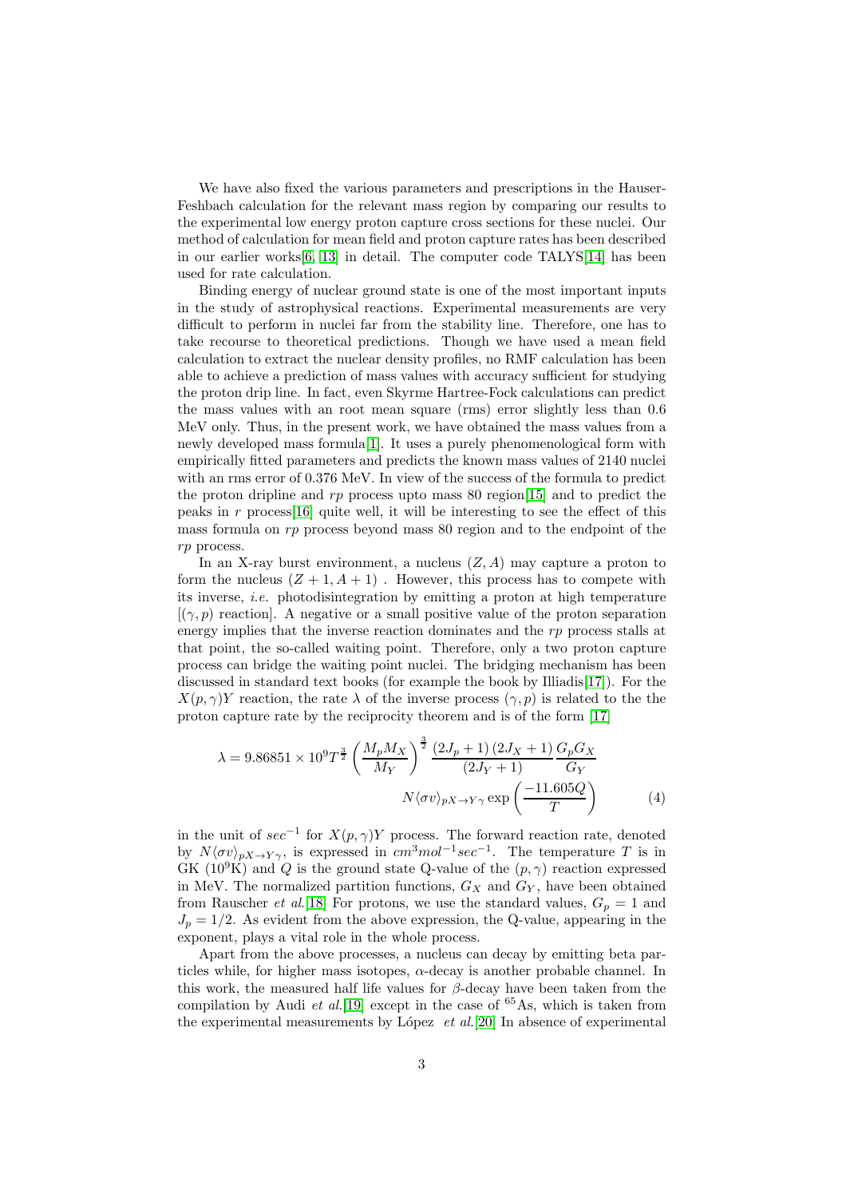We have also fixed the various parameters and prescriptions in the Hauser-Feshbach calculation for the relevant mass region by comparing our results to the experimental low energy proton capture cross sections for these nuclei. Our method of calculation for mean field and proton capture rates has been described in our earlier works[6, 13] in detail. The computer code TALYS[14] has been used for rate calculation.

Binding energy of nuclear ground state is one of the most important inputs in the study of astrophysical reactions. Experimental measurements are very difficult to perform in nuclei far from the stability line. Therefore, one has to take recourse to theoretical predictions. Though we have used a mean field calculation to extract the nuclear density profiles, no RMF calculation has been able to achieve a prediction of mass values with accuracy sufficient for studying the proton drip line. In fact, even Skyrme Hartree-Fock calculations can predict the mass values with an root mean square (rms) error slightly less than 0.6 MeV only. Thus, in the present work, we have obtained the mass values from a newly developed mass formula[1]. It uses a purely phenomenological form with empirically fitted parameters and predicts the known mass values of 2140 nuclei with an rms error of 0.376 MeV. In view of the success of the formula to predict the proton dripline and *rp* process upto mass 80 region[15] and to predict the peaks in *r* process[16] quite well, it will be interesting to see the effect of this mass formula on *rp* process beyond mass 80 region and to the endpoint of the *rp* process.

In an X-ray burst environment, a nucleus $(Z, A)$ may capture a proton to form the nucleus $(Z+1, A+1)$ . However, this process has to compete with its inverse, *i.e.* photodisintegration by emitting a proton at high temperature $[(\gamma, p)$ reaction]. A negative or a small positive value of the proton separation energy implies that the inverse reaction dominates and the *rp* process stalls at that point, the so-called waiting point. Therefore, only a two proton capture process can bridge the waiting point nuclei. The bridging mechanism has been discussed in standard text books (for example the book by Illiadis[17]). For the $X(p, \gamma)Y$ reaction, the rate $\lambda$ of the inverse process $(\gamma, p)$ is related to the the proton capture rate by the reciprocity theorem and is of the form [17]

$$\lambda = 9.86851 \times 10^9 T^{\frac{3}{2}} \left( \frac{M_p M_X}{M_Y} \right)^{\frac{3}{2}} \frac{(2J_p+1)(2J_X+1)}{(2J_Y+1)} \frac{G_p G_X}{G_Y} N\langle\sigma v\rangle_{pX \to Y\gamma} \exp\left( \frac{-11.605 Q}{T} \right) \tag{4}$$

in the unit of $sec^{-1}$ for $X(p, \gamma)Y$ process. The forward reaction rate, denoted by $N\langle\sigma v\rangle_{pX \to Y\gamma}$, is expressed in $cm^3 mol^{-1} sec^{-1}$. The temperature $T$ is in GK ($10^9$K) and $Q$ is the ground state Q-value of the $(p, \gamma)$ reaction expressed in MeV. The normalized partition functions, $G_X$ and $G_Y$, have been obtained from Rauscher *et al.*[18] For protons, we use the standard values, $G_p = 1$ and $J_p = 1/2$. As evident from the above expression, the Q-value, appearing in the exponent, plays a vital role in the whole process.

Apart from the above processes, a nucleus can decay by emitting beta particles while, for higher mass isotopes, $\alpha$-decay is another probable channel. In this work, the measured half life values for $\beta$-decay have been taken from the compilation by Audi *et al.*[19] except in the case of $^{65}$As, which is taken from the experimental measurements by López *et al.*[20] In absence of experimental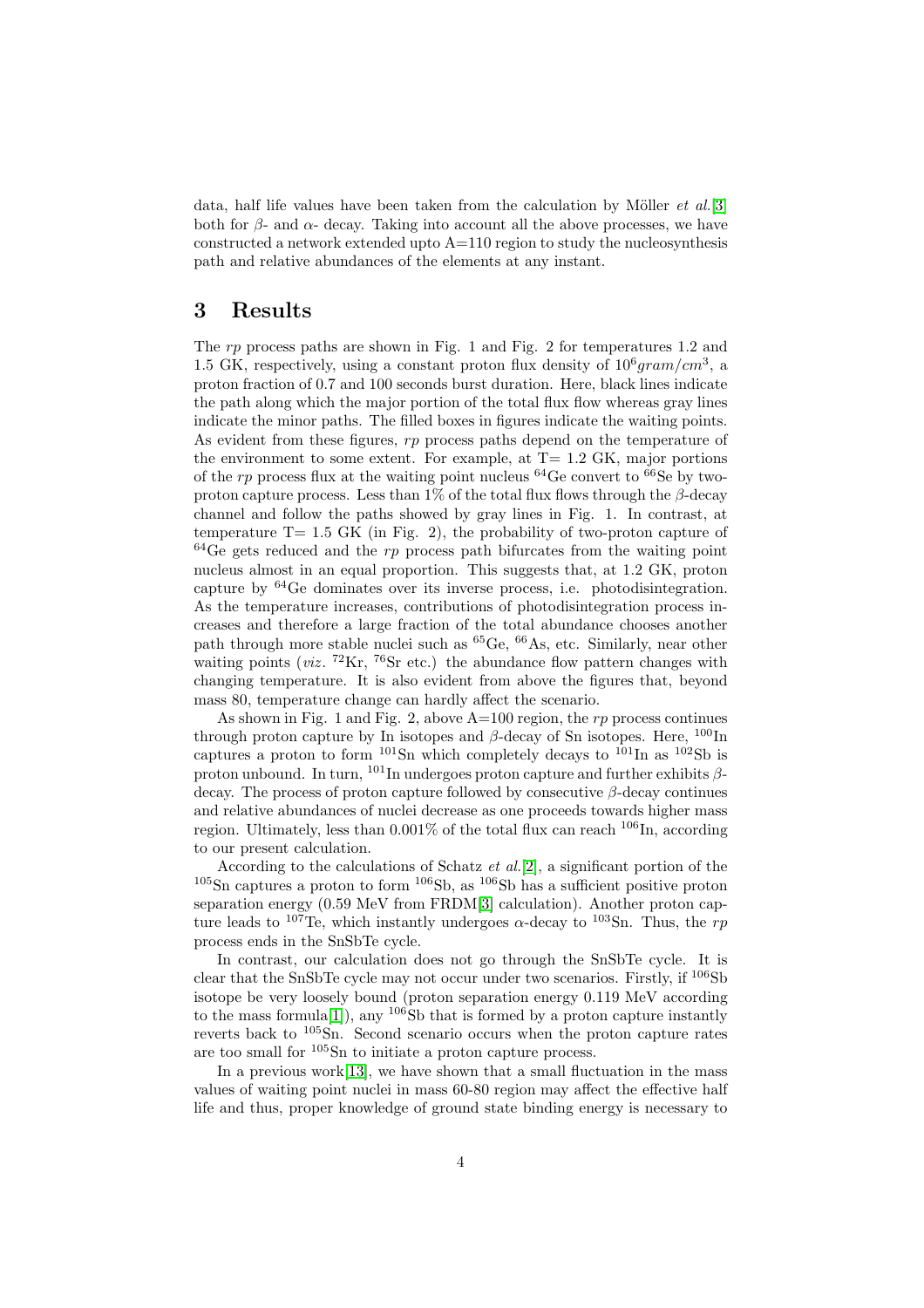data, half life values have been taken from the calculation by Möller *et al.*[3] both for $\beta$- and $\alpha$- decay. Taking into account all the above processes, we have constructed a network extended upto A=110 region to study the nucleosynthesis path and relative abundances of the elements at any instant.

## 3 Results

The *rp* process paths are shown in Fig. 1 and Fig. 2 for temperatures 1.2 and 1.5 GK, respectively, using a constant proton flux density of $10^6 gram/cm^3$, a proton fraction of 0.7 and 100 seconds burst duration. Here, black lines indicate the path along which the major portion of the total flux flow whereas gray lines indicate the minor paths. The filled boxes in figures indicate the waiting points. As evident from these figures, *rp* process paths depend on the temperature of the environment to some extent. For example, at T= 1.2 GK, major portions of the *rp* process flux at the waiting point nucleus $^{64}$Ge convert to $^{66}$Se by two-proton capture process. Less than 1% of the total flux flows through the $\beta$-decay channel and follow the paths showed by gray lines in Fig. 1. In contrast, at temperature T= 1.5 GK (in Fig. 2), the probability of two-proton capture of $^{64}$Ge gets reduced and the *rp* process path bifurcates from the waiting point nucleus almost in an equal proportion. This suggests that, at 1.2 GK, proton capture by $^{64}$Ge dominates over its inverse process, i.e. photodisintegration. As the temperature increases, contributions of photodisintegration process increases and therefore a large fraction of the total abundance chooses another path through more stable nuclei such as $^{65}$Ge, $^{66}$As, etc. Similarly, near other waiting points (*viz.* $^{72}$Kr, $^{76}$Sr etc.) the abundance flow pattern changes with changing temperature. It is also evident from above the figures that, beyond mass 80, temperature change can hardly affect the scenario.

As shown in Fig. 1 and Fig. 2, above A=100 region, the *rp* process continues through proton capture by In isotopes and $\beta$-decay of Sn isotopes. Here, $^{100}$In captures a proton to form $^{101}$Sn which completely decays to $^{101}$In as $^{102}$Sb is proton unbound. In turn, $^{101}$In undergoes proton capture and further exhibits $\beta$-decay. The process of proton capture followed by consecutive $\beta$-decay continues and relative abundances of nuclei decrease as one proceeds towards higher mass region. Ultimately, less than 0.001% of the total flux can reach $^{106}$In, according to our present calculation.

According to the calculations of Schatz *et al.*[2], a significant portion of the $^{105}$Sn captures a proton to form $^{106}$Sb, as $^{106}$Sb has a sufficient positive proton separation energy (0.59 MeV from FRDM[3] calculation). Another proton capture leads to $^{107}$Te, which instantly undergoes $\alpha$-decay to $^{103}$Sn. Thus, the *rp* process ends in the SnSbTe cycle.

In contrast, our calculation does not go through the SnSbTe cycle. It is clear that the SnSbTe cycle may not occur under two scenarios. Firstly, if $^{106}$Sb isotope be very loosely bound (proton separation energy 0.119 MeV according to the mass formula[1]), any $^{106}$Sb that is formed by a proton capture instantly reverts back to $^{105}$Sn. Second scenario occurs when the proton capture rates are too small for $^{105}$Sn to initiate a proton capture process.

In a previous work[13], we have shown that a small fluctuation in the mass values of waiting point nuclei in mass 60-80 region may affect the effective half life and thus, proper knowledge of ground state binding energy is necessary to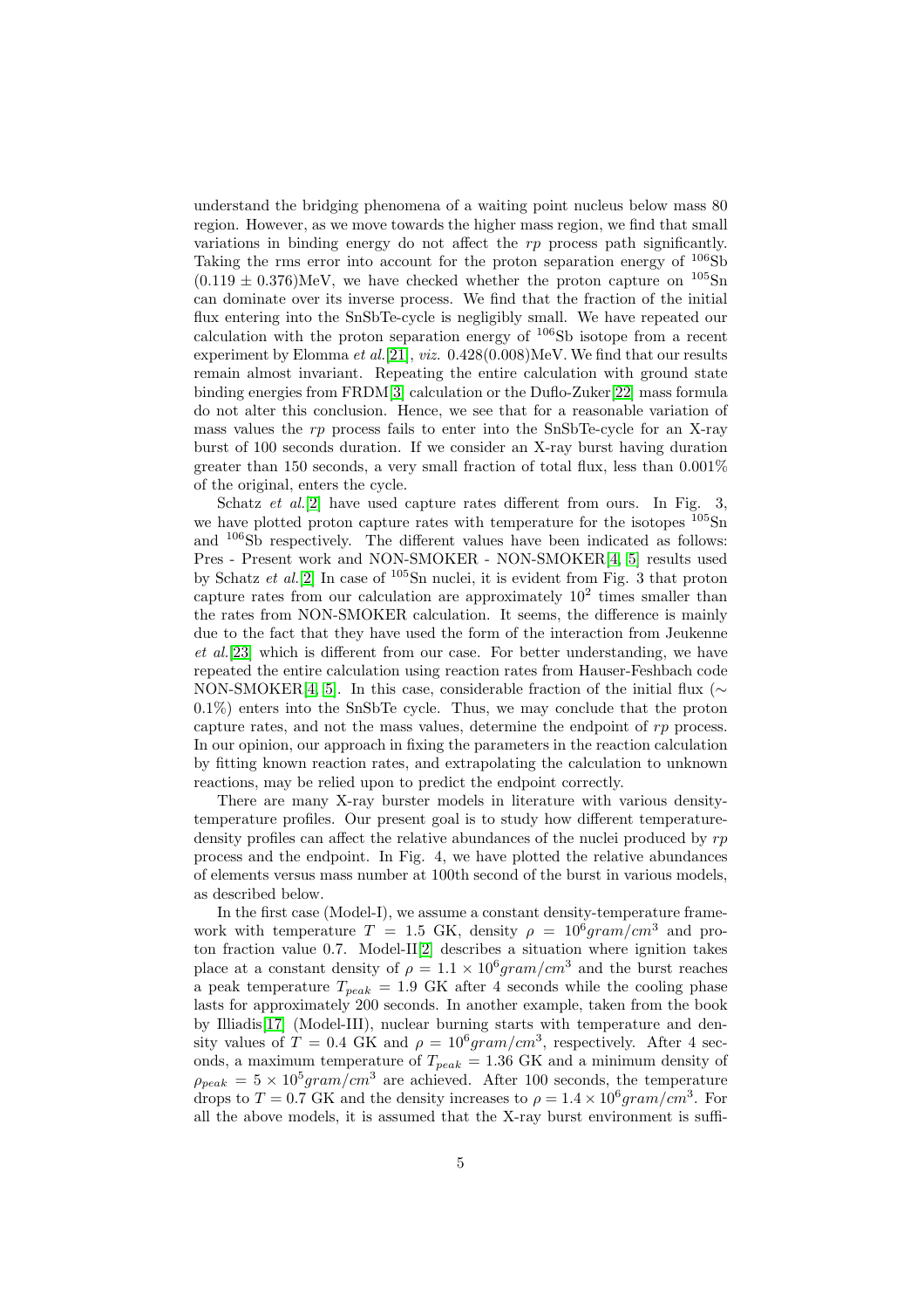understand the bridging phenomena of a waiting point nucleus below mass 80 region. However, as we move towards the higher mass region, we find that small variations in binding energy do not affect the *rp* process path significantly. Taking the rms error into account for the proton separation energy of $^{106}$Sb $(0.119 \pm 0.376)$MeV, we have checked whether the proton capture on $^{105}$Sn can dominate over its inverse process. We find that the fraction of the initial flux entering into the SnSbTe-cycle is negligibly small. We have repeated our calculation with the proton separation energy of $^{106}$Sb isotope from a recent experiment by Elomma *et al.*[21], *viz.* 0.428(0.008)MeV. We find that our results remain almost invariant. Repeating the entire calculation with ground state binding energies from FRDM[3] calculation or the Duflo-Zuker[22] mass formula do not alter this conclusion. Hence, we see that for a reasonable variation of mass values the *rp* process fails to enter into the SnSbTe-cycle for an X-ray burst of 100 seconds duration. If we consider an X-ray burst having duration greater than 150 seconds, a very small fraction of total flux, less than 0.001% of the original, enters the cycle.

Schatz *et al.*[2] have used capture rates different from ours. In Fig. 3, we have plotted proton capture rates with temperature for the isotopes $^{105}$Sn and $^{106}$Sb respectively. The different values have been indicated as follows: Pres - Present work and NON-SMOKER - NON-SMOKER[4, 5] results used by Schatz *et al.*[2] In case of $^{105}$Sn nuclei, it is evident from Fig. 3 that proton capture rates from our calculation are approximately $10^2$ times smaller than the rates from NON-SMOKER calculation. It seems, the difference is mainly due to the fact that they have used the form of the interaction from Jeukenne *et al.*[23] which is different from our case. For better understanding, we have repeated the entire calculation using reaction rates from Hauser-Feshbach code NON-SMOKER[4, 5]. In this case, considerable fraction of the initial flux ($\sim 0.1\%$) enters into the SnSbTe cycle. Thus, we may conclude that the proton capture rates, and not the mass values, determine the endpoint of *rp* process. In our opinion, our approach in fixing the parameters in the reaction calculation by fitting known reaction rates, and extrapolating the calculation to unknown reactions, may be relied upon to predict the endpoint correctly.

There are many X-ray burster models in literature with various density-temperature profiles. Our present goal is to study how different temperature-density profiles can affect the relative abundances of the nuclei produced by *rp* process and the endpoint. In Fig. 4, we have plotted the relative abundances of elements versus mass number at 100th second of the burst in various models, as described below.

In the first case (Model-I), we assume a constant density-temperature framework with temperature $T = 1.5$ GK, density $\rho = 10^6 gram/cm^3$ and proton fraction value 0.7. Model-II[2] describes a situation where ignition takes place at a constant density of $\rho = 1.1 \times 10^6 gram/cm^3$ and the burst reaches a peak temperature $T_{peak} = 1.9$ GK after 4 seconds while the cooling phase lasts for approximately 200 seconds. In another example, taken from the book by Illiadis[17] (Model-III), nuclear burning starts with temperature and density values of $T = 0.4$ GK and $\rho = 10^6 gram/cm^3$, respectively. After 4 seconds, a maximum temperature of $T_{peak} = 1.36$ GK and a minimum density of $\rho_{peak} = 5 \times 10^5 gram/cm^3$ are achieved. After 100 seconds, the temperature drops to $T = 0.7$ GK and the density increases to $\rho = 1.4 \times 10^6 gram/cm^3$. For all the above models, it is assumed that the X-ray burst environment is suffi-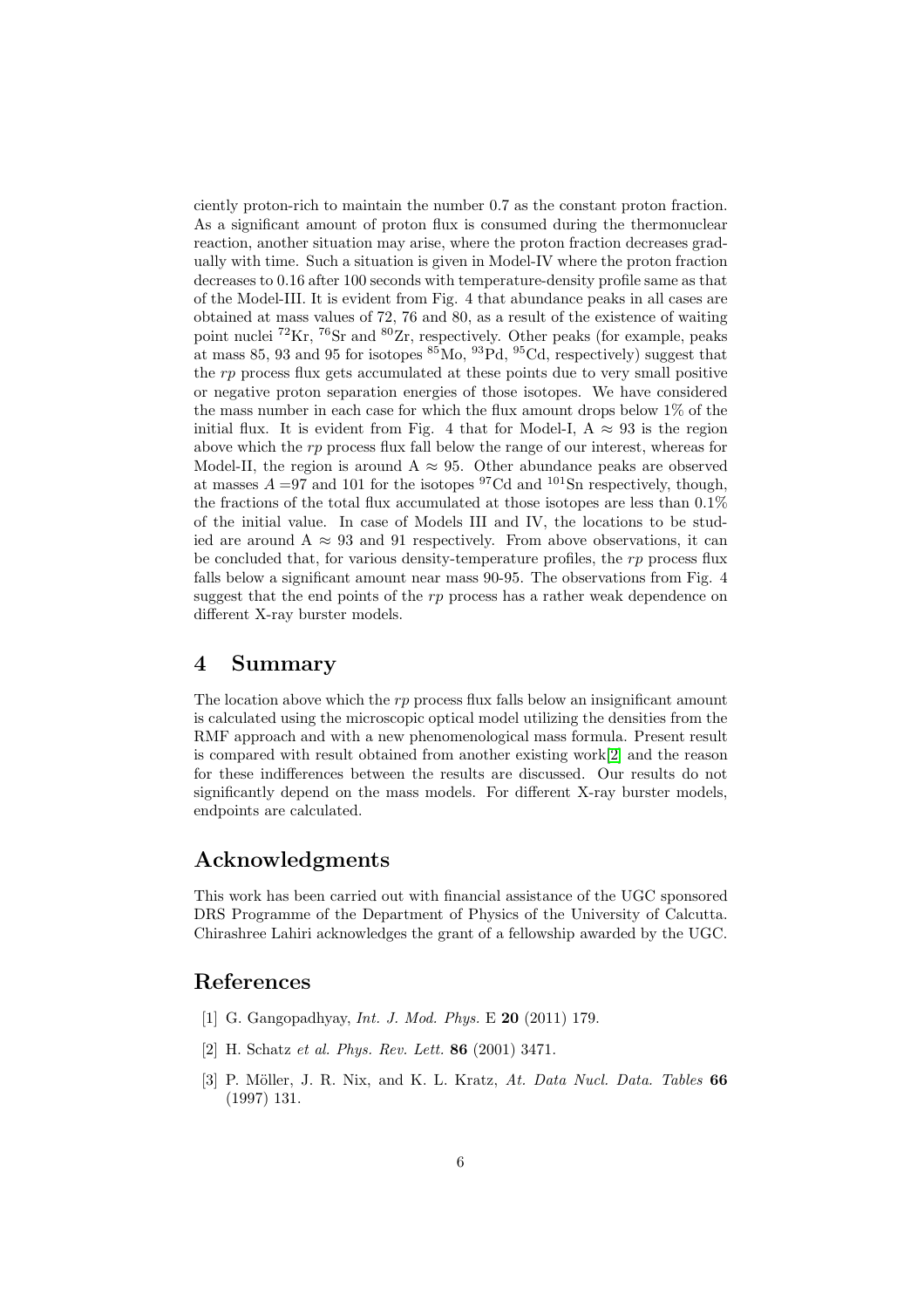ciently proton-rich to maintain the number 0.7 as the constant proton fraction. As a significant amount of proton flux is consumed during the thermonuclear reaction, another situation may arise, where the proton fraction decreases gradually with time. Such a situation is given in Model-IV where the proton fraction decreases to 0.16 after 100 seconds with temperature-density profile same as that of the Model-III. It is evident from Fig. 4 that abundance peaks in all cases are obtained at mass values of 72, 76 and 80, as a result of the existence of waiting point nuclei $^{72}$Kr, $^{76}$Sr and $^{80}$Zr, respectively. Other peaks (for example, peaks at mass 85, 93 and 95 for isotopes $^{85}$Mo, $^{93}$Pd, $^{95}$Cd, respectively) suggest that the *rp* process flux gets accumulated at these points due to very small positive or negative proton separation energies of those isotopes. We have considered the mass number in each case for which the flux amount drops below 1% of the initial flux. It is evident from Fig. 4 that for Model-I, A $\approx$ 93 is the region above which the *rp* process flux fall below the range of our interest, whereas for Model-II, the region is around A $\approx$ 95. Other abundance peaks are observed at masses $A$ =97 and 101 for the isotopes $^{97}$Cd and $^{101}$Sn respectively, though, the fractions of the total flux accumulated at those isotopes are less than 0.1% of the initial value. In case of Models III and IV, the locations to be studied are around A $\approx$ 93 and 91 respectively. From above observations, it can be concluded that, for various density-temperature profiles, the *rp* process flux falls below a significant amount near mass 90-95. The observations from Fig. 4 suggest that the end points of the *rp* process has a rather weak dependence on different X-ray burster models.

# 4 Summary

The location above which the *rp* process flux falls below an insignificant amount is calculated using the microscopic optical model utilizing the densities from the RMF approach and with a new phenomenological mass formula. Present result is compared with result obtained from another existing work[2] and the reason for these indifferences between the results are discussed. Our results do not significantly depend on the mass models. For different X-ray burster models, endpoints are calculated.

# Acknowledgments

This work has been carried out with financial assistance of the UGC sponsored DRS Programme of the Department of Physics of the University of Calcutta. Chirashree Lahiri acknowledges the grant of a fellowship awarded by the UGC.

# References

[1] G. Gangopadhyay, *Int. J. Mod. Phys.* E **20** (2011) 179.

[2] H. Schatz *et al. Phys. Rev. Lett.* **86** (2001) 3471.

[3] P. Möller, J. R. Nix, and K. L. Kratz, *At. Data Nucl. Data. Tables* **66** (1997) 131.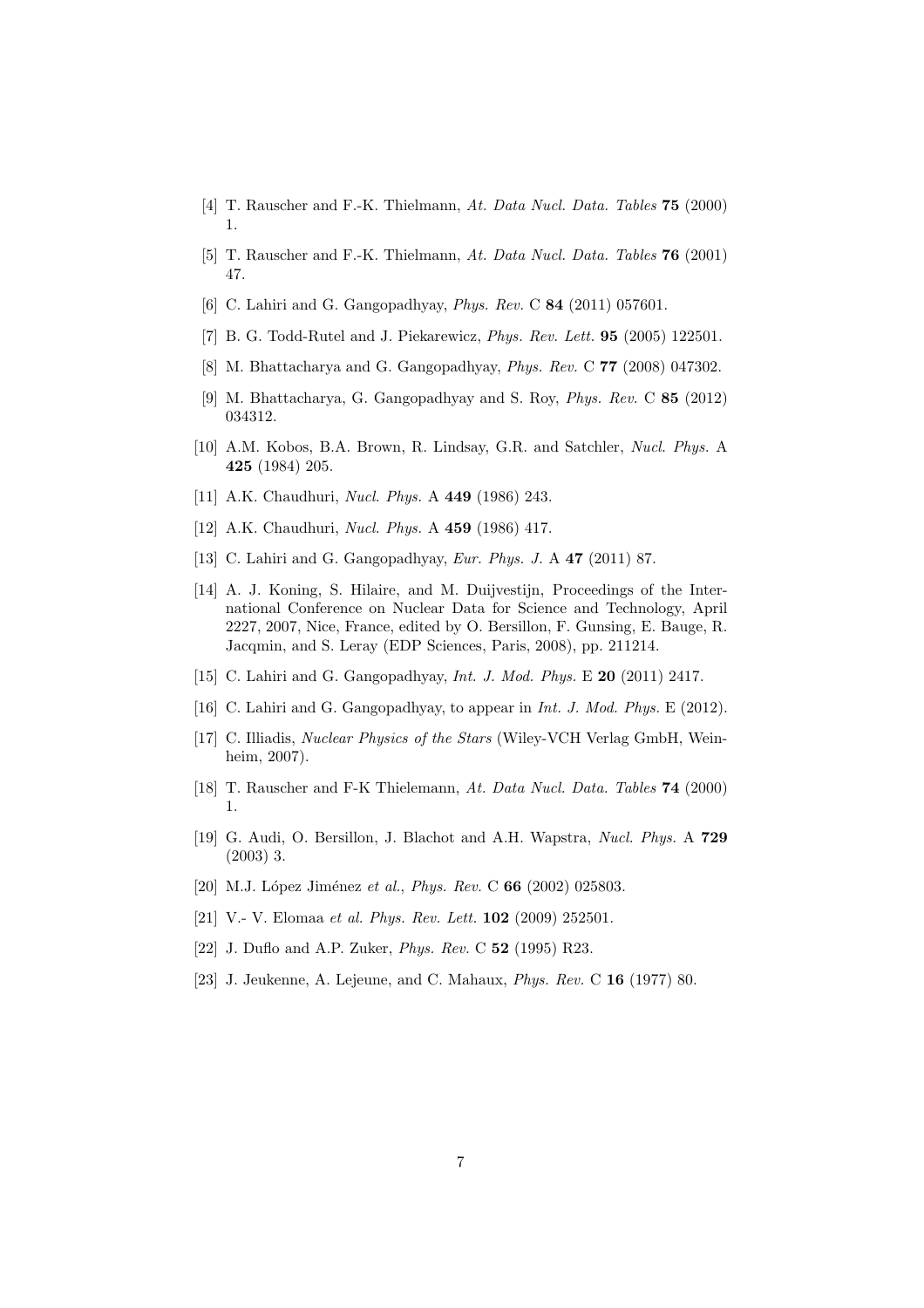[4] T. Rauscher and F.-K. Thielmann, *At. Data Nucl. Data. Tables* **75** (2000) 1.

[5] T. Rauscher and F.-K. Thielmann, *At. Data Nucl. Data. Tables* **76** (2001) 47.

[6] C. Lahiri and G. Gangopadhyay, *Phys. Rev.* C **84** (2011) 057601.

[7] B. G. Todd-Rutel and J. Piekarewicz, *Phys. Rev. Lett.* **95** (2005) 122501.

[8] M. Bhattacharya and G. Gangopadhyay, *Phys. Rev.* C **77** (2008) 047302.

[9] M. Bhattacharya, G. Gangopadhyay and S. Roy, *Phys. Rev.* C **85** (2012) 034312.

[10] A.M. Kobos, B.A. Brown, R. Lindsay, G.R. and Satchler, *Nucl. Phys.* A **425** (1984) 205.

[11] A.K. Chaudhuri, *Nucl. Phys.* A **449** (1986) 243.

[12] A.K. Chaudhuri, *Nucl. Phys.* A **459** (1986) 417.

[13] C. Lahiri and G. Gangopadhyay, *Eur. Phys. J.* A **47** (2011) 87.

[14] A. J. Koning, S. Hilaire, and M. Duijvestijn, Proceedings of the International Conference on Nuclear Data for Science and Technology, April 2227, 2007, Nice, France, edited by O. Bersillon, F. Gunsing, E. Bauge, R. Jacqmin, and S. Leray (EDP Sciences, Paris, 2008), pp. 211214.

[15] C. Lahiri and G. Gangopadhyay, *Int. J. Mod. Phys.* E **20** (2011) 2417.

[16] C. Lahiri and G. Gangopadhyay, to appear in *Int. J. Mod. Phys.* E (2012).

[17] C. Illiadis, *Nuclear Physics of the Stars* (Wiley-VCH Verlag GmbH, Weinheim, 2007).

[18] T. Rauscher and F-K Thielemann, *At. Data Nucl. Data. Tables* **74** (2000) 1.

[19] G. Audi, O. Bersillon, J. Blachot and A.H. Wapstra, *Nucl. Phys.* A **729** (2003) 3.

[20] M.J. López Jiménez *et al.*, *Phys. Rev.* C **66** (2002) 025803.

[21] V.- V. Elomaa *et al. Phys. Rev. Lett.* **102** (2009) 252501.

[22] J. Duflo and A.P. Zuker, *Phys. Rev.* C **52** (1995) R23.

[23] J. Jeukenne, A. Lejeune, and C. Mahaux, *Phys. Rev.* C **16** (1977) 80.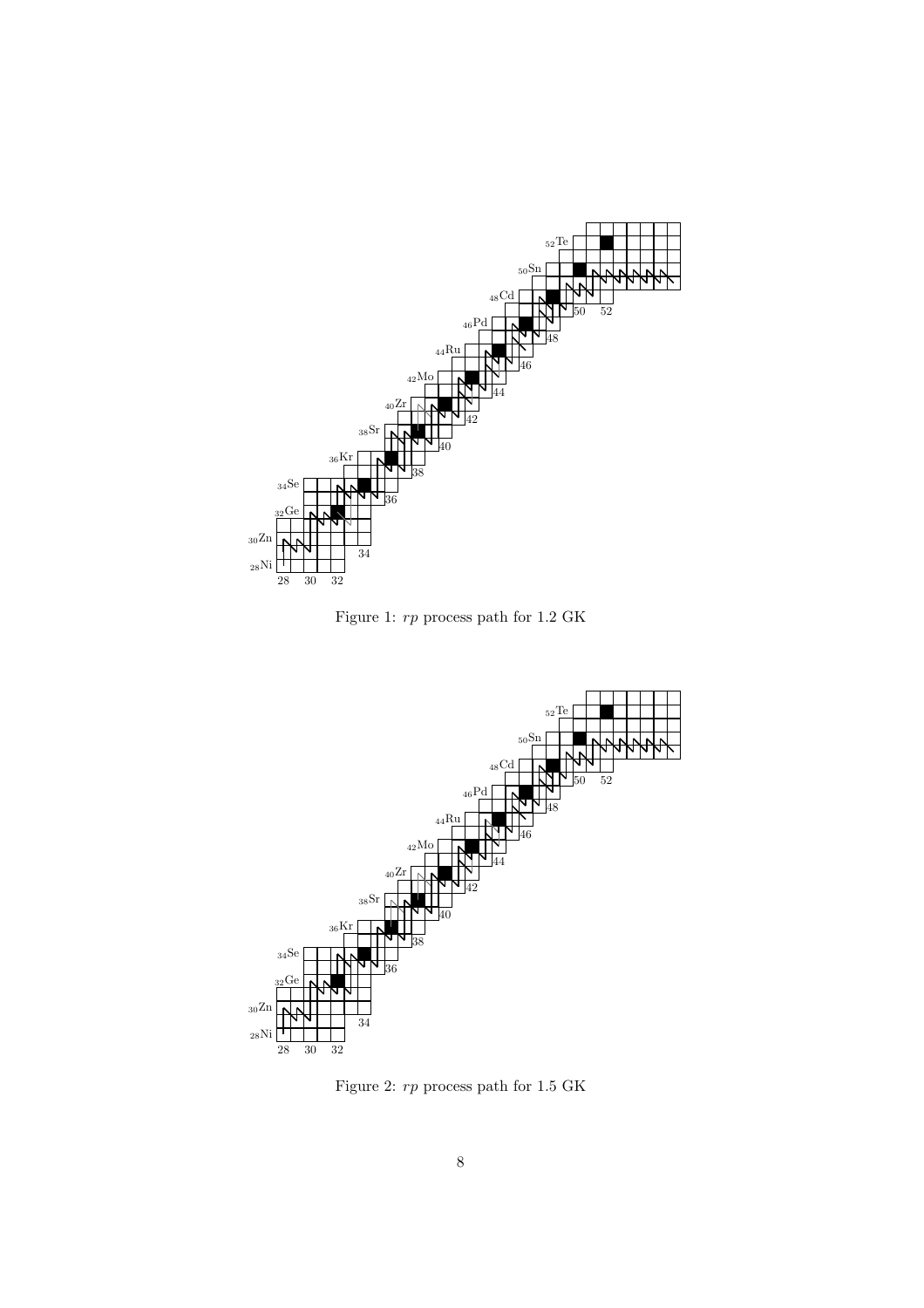Figure 1: *rp* process path for 1.2 GK

Figure 2: *rp* process path for 1.5 GK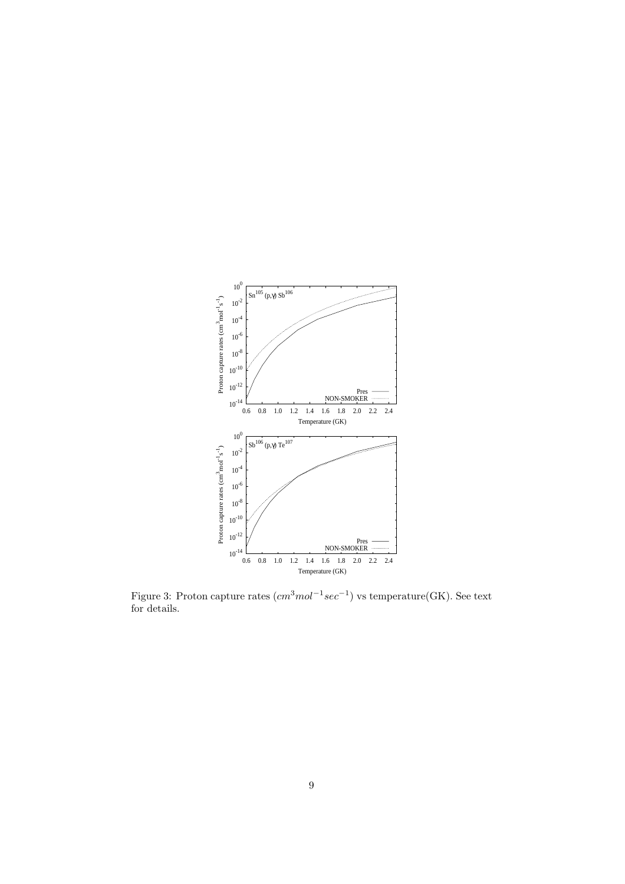Figure 3: Proton capture rates ($cm^3mol^{-1}sec^{-1}$) vs temperature(GK). See text for details.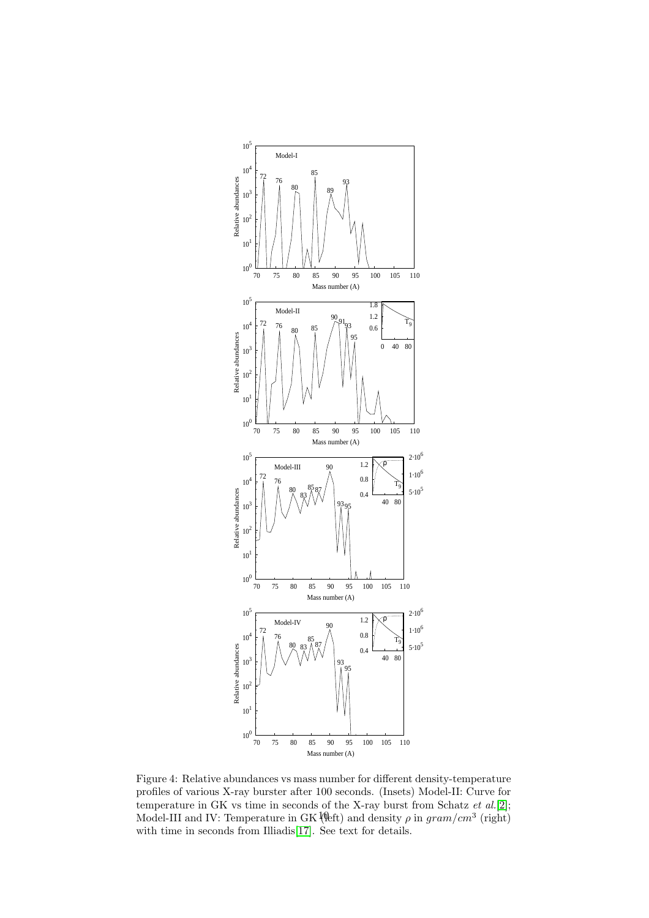Model-I

Relative abundances

Mass number (A)

$10^0$ $10^1$ $10^2$ $10^3$ $10^4$ $10^5$

70 75 80 85 90 95 100 105 110

72 76 80 85 89 93

Model-II

Relative abundances

Mass number (A)

72 76 80 85 90 91 93 95

1.8 1.2 0.6

$T_9$

0 40 80

Model-III

Relative abundances

Mass number (A)

72 76 80 83 85 87 90 93 95

1.2 0.8 0.4

ρ $T_9$

40 80

$2 \cdot 10^6$ $1 \cdot 10^6$ $5 \cdot 10^5$

Model-IV

Relative abundances

Mass number (A)

72 76 80 83 85 87 90 93 95

1.2 0.8 0.4

ρ $T_9$

40 80

$2 \cdot 10^6$ $1 \cdot 10^6$ $5 \cdot 10^5$

Figure 4: Relative abundances vs mass number for different density-temperature profiles of various X-ray burster after 100 seconds. (Insets) Model-II: Curve for temperature in GK vs time in seconds of the X-ray burst from Schatz *et al.*[2]; Model-III and IV: Temperature in GK (left) and density $\rho$ in $gram/cm^3$ (right) with time in seconds from Illiadis[17]. See text for details.